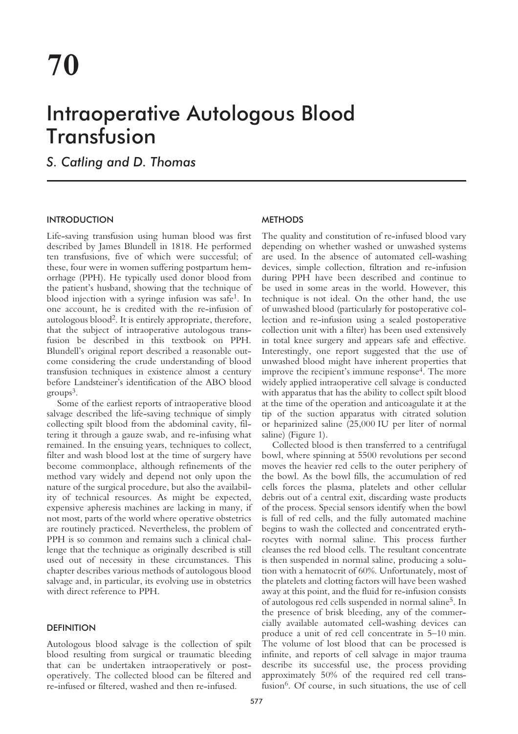# 70

# Intraoperative Autologous Blood Transfusion

*S. Catling and D. Thomas*

## INTRODUCTION

Life-saving transfusion using human blood was first described by James Blundell in 1818. He performed ten transfusions, five of which were successful; of these, four were in women suffering postpartum hemorrhage (PPH). He typically used donor blood from the patient's husband, showing that the technique of blood injection with a syringe infusion was safe[1]. In one account, he is credited with the re-infusion of autologous blood[2]. It is entirely appropriate, therefore, that the subject of intraoperative autologous transfusion be described in this textbook on PPH. Blundell's original report described a reasonable outcome considering the crude understanding of blood transfusion techniques in existence almost a century before Landsteiner's identification of the ABO blood groups[3].

Some of the earliest reports of intraoperative blood salvage described the life-saving technique of simply collecting spilt blood from the abdominal cavity, filtering it through a gauze swab, and re-infusing what remained. In the ensuing years, techniques to collect, filter and wash blood lost at the time of surgery have become commonplace, although refinements of the method vary widely and depend not only upon the nature of the surgical procedure, but also the availability of technical resources. As might be expected, expensive apheresis machines are lacking in many, if not most, parts of the world where operative obstetrics are routinely practiced. Nevertheless, the problem of PPH is so common and remains such a clinical challenge that the technique as originally described is still used out of necessity in these circumstances. This chapter describes various methods of autologous blood salvage and, in particular, its evolving use in obstetrics with direct reference to PPH.

## DEFINITION

Autologous blood salvage is the collection of spilt blood resulting from surgical or traumatic bleeding that can be undertaken intraoperatively or postoperatively. The collected blood can be filtered and re-infused or filtered, washed and then re-infused.

## METHODS

The quality and constitution of re-infused blood vary depending on whether washed or unwashed systems are used. In the absence of automated cell-washing devices, simple collection, filtration and re-infusion during PPH have been described and continue to be used in some areas in the world. However, this technique is not ideal. On the other hand, the use of unwashed blood (particularly for postoperative collection and re-infusion using a sealed postoperative collection unit with a filter) has been used extensively in total knee surgery and appears safe and effective. Interestingly, one report suggested that the use of unwashed blood might have inherent properties that improve the recipient's immune response[4]. The more widely applied intraoperative cell salvage is conducted with apparatus that has the ability to collect spilt blood at the time of the operation and anticoagulate it at the tip of the suction apparatus with citrated solution or heparinized saline (25,000 IU per liter of normal saline) (Figure 1).

Collected blood is then transferred to a centrifugal bowl, where spinning at 5500 revolutions per second moves the heavier red cells to the outer periphery of the bowl. As the bowl fills, the accumulation of red cells forces the plasma, platelets and other cellular debris out of a central exit, discarding waste products of the process. Special sensors identify when the bowl is full of red cells, and the fully automated machine begins to wash the collected and concentrated erythrocytes with normal saline. This process further cleanses the red blood cells. The resultant concentrate is then suspended in normal saline, producing a solution with a hematocrit of 60%. Unfortunately, most of the platelets and clotting factors will have been washed away at this point, and the fluid for re-infusion consists of autologous red cells suspended in normal saline[5]. In the presence of brisk bleeding, any of the commercially available automated cell-washing devices can produce a unit of red cell concentrate in 5–10 min. The volume of lost blood that can be processed is infinite, and reports of cell salvage in major trauma describe its successful use, the process providing approximately 50% of the required red cell transfusion[6]. Of course, in such situations, the use of cell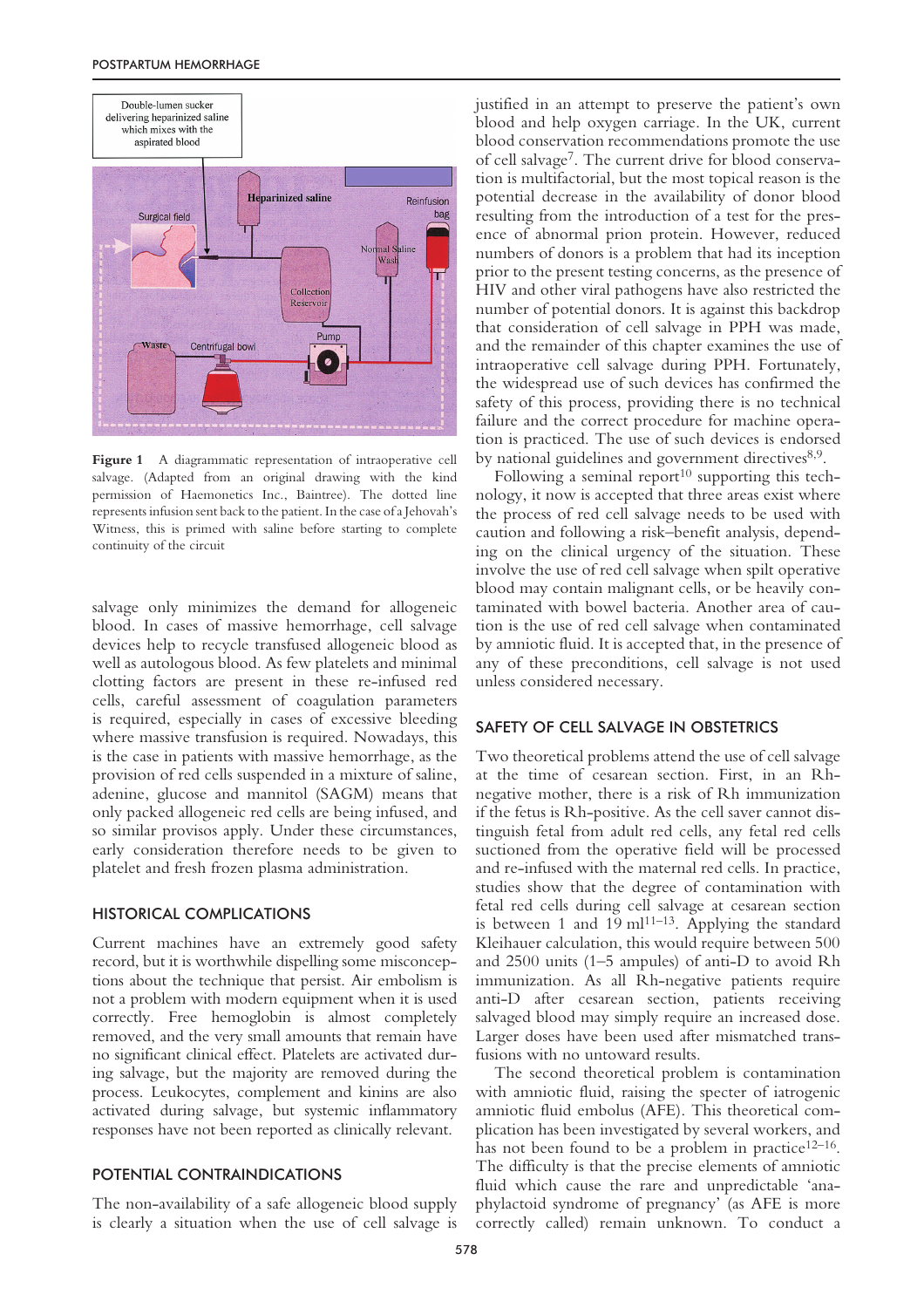Figure 1 A diagrammatic representation of intraoperative cell salvage. (Adapted from an original drawing with the kind permission of Haemonetics Inc., Baintree). The dotted line represents infusion sent back to the patient. In the case of a Jehovah's Witness, this is primed with saline before starting to complete continuity of the circuit

salvage only minimizes the demand for allogeneic blood. In cases of massive hemorrhage, cell salvage devices help to recycle transfused allogeneic blood as well as autologous blood. As few platelets and minimal clotting factors are present in these re-infused red cells, careful assessment of coagulation parameters is required, especially in cases of excessive bleeding where massive transfusion is required. Nowadays, this is the case in patients with massive hemorrhage, as the provision of red cells suspended in a mixture of saline, adenine, glucose and mannitol (SAGM) means that only packed allogeneic red cells are being infused, and so similar provisos apply. Under these circumstances, early consideration therefore needs to be given to platelet and fresh frozen plasma administration.

## HISTORICAL COMPLICATIONS

Current machines have an extremely good safety record, but it is worthwhile dispelling some misconceptions about the technique that persist. Air embolism is not a problem with modern equipment when it is used correctly. Free hemoglobin is almost completely removed, and the very small amounts that remain have no significant clinical effect. Platelets are activated during salvage, but the majority are removed during the process. Leukocytes, complement and kinins are also activated during salvage, but systemic inflammatory responses have not been reported as clinically relevant.

## POTENTIAL CONTRAINDICATIONS

The non-availability of a safe allogeneic blood supply is clearly a situation when the use of cell salvage is justified in an attempt to preserve the patient's own blood and help oxygen carriage. In the UK, current blood conservation recommendations promote the use of cell salvage[7]. The current drive for blood conservation is multifactorial, but the most topical reason is the potential decrease in the availability of donor blood resulting from the introduction of a test for the presence of abnormal prion protein. However, reduced numbers of donors is a problem that had its inception prior to the present testing concerns, as the presence of HIV and other viral pathogens have also restricted the number of potential donors. It is against this backdrop that consideration of cell salvage in PPH was made, and the remainder of this chapter examines the use of intraoperative cell salvage during PPH. Fortunately, the widespread use of such devices has confirmed the safety of this process, providing there is no technical failure and the correct procedure for machine operation is practiced. The use of such devices is endorsed by national guidelines and government directives[8,9].

Following a seminal report[10] supporting this technology, it now is accepted that three areas exist where the process of red cell salvage needs to be used with caution and following a risk–benefit analysis, depending on the clinical urgency of the situation. These involve the use of red cell salvage when spilt operative blood may contain malignant cells, or be heavily contaminated with bowel bacteria. Another area of caution is the use of red cell salvage when contaminated by amniotic fluid. It is accepted that, in the presence of any of these preconditions, cell salvage is not used unless considered necessary.

## SAFETY OF CELL SALVAGE IN OBSTETRICS

Two theoretical problems attend the use of cell salvage at the time of cesarean section. First, in an Rh-negative mother, there is a risk of Rh immunization if the fetus is Rh-positive. As the cell saver cannot distinguish fetal from adult red cells, any fetal red cells suctioned from the operative field will be processed and re-infused with the maternal red cells. In practice, studies show that the degree of contamination with fetal red cells during cell salvage at cesarean section is between 1 and 19 ml[11–13]. Applying the standard Kleihauer calculation, this would require between 500 and 2500 units (1–5 ampules) of anti-D to avoid Rh immunization. As all Rh-negative patients require anti-D after cesarean section, patients receiving salvaged blood may simply require an increased dose. Larger doses have been used after mismatched transfusions with no untoward results.

The second theoretical problem is contamination with amniotic fluid, raising the specter of iatrogenic amniotic fluid embolus (AFE). This theoretical complication has been investigated by several workers, and has not been found to be a problem in practice[12–16]. The difficulty is that the precise elements of amniotic fluid which cause the rare and unpredictable 'anaphylactoid syndrome of pregnancy' (as AFE is more correctly called) remain unknown. To conduct a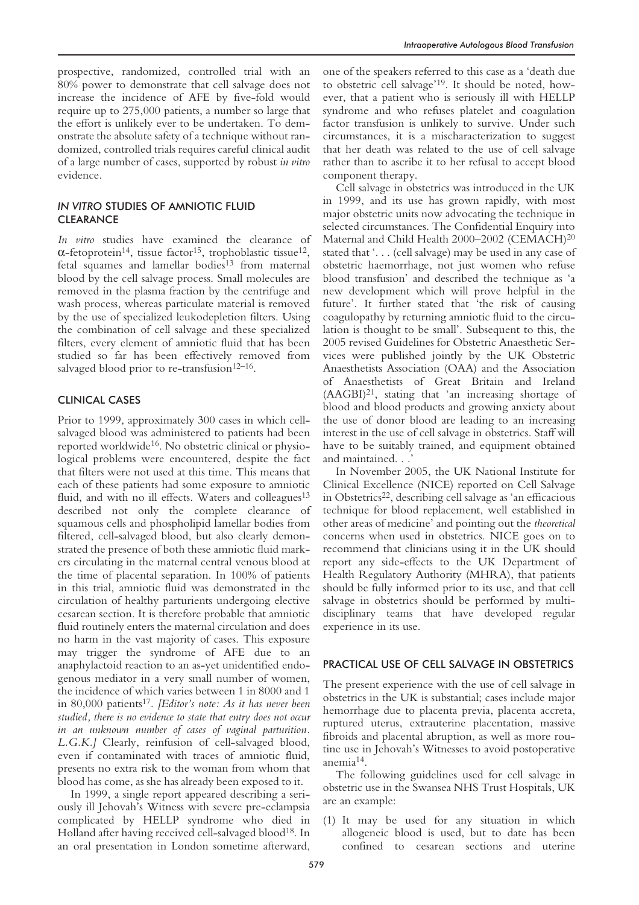prospective, randomized, controlled trial with an 80% power to demonstrate that cell salvage does not increase the incidence of AFE by five-fold would require up to 275,000 patients, a number so large that the effort is unlikely ever to be undertaken. To demonstrate the absolute safety of a technique without randomized, controlled trials requires careful clinical audit of a large number of cases, supported by robust *in vitro* evidence.

## *IN VITRO* STUDIES OF AMNIOTIC FLUID CLEARANCE

*In vitro* studies have examined the clearance of $\alpha$-fetoprotein[14], tissue factor[15], trophoblastic tissue[12], fetal squames and lamellar bodies[13] from maternal blood by the cell salvage process. Small molecules are removed in the plasma fraction by the centrifuge and wash process, whereas particulate material is removed by the use of specialized leukodepletion filters. Using the combination of cell salvage and these specialized filters, every element of amniotic fluid that has been studied so far has been effectively removed from salvaged blood prior to re-transfusion[12–16].

## CLINICAL CASES

Prior to 1999, approximately 300 cases in which cell-salvaged blood was administered to patients had been reported worldwide[16]. No obstetric clinical or physiological problems were encountered, despite the fact that filters were not used at this time. This means that each of these patients had some exposure to amniotic fluid, and with no ill effects. Waters and colleagues[13] described not only the complete clearance of squamous cells and phospholipid lamellar bodies from filtered, cell-salvaged blood, but also clearly demonstrated the presence of both these amniotic fluid markers circulating in the maternal central venous blood at the time of placental separation. In 100% of patients in this trial, amniotic fluid was demonstrated in the circulation of healthy parturients undergoing elective cesarean section. It is therefore probable that amniotic fluid routinely enters the maternal circulation and does no harm in the vast majority of cases. This exposure may trigger the syndrome of AFE due to an anaphylactoid reaction to an as-yet unidentified endogenous mediator in a very small number of women, the incidence of which varies between 1 in 8000 and 1 in 80,000 patients[17]. *[Editor's note: As it has never been studied, there is no evidence to state that entry does not occur in an unknown number of cases of vaginal parturition. L.G.K.]* Clearly, reinfusion of cell-salvaged blood, even if contaminated with traces of amniotic fluid, presents no extra risk to the woman from whom that blood has come, as she has already been exposed to it.

In 1999, a single report appeared describing a seriously ill Jehovah's Witness with severe pre-eclampsia complicated by HELLP syndrome who died in Holland after having received cell-salvaged blood[18]. In an oral presentation in London sometime afterward, one of the speakers referred to this case as a 'death due to obstetric cell salvage'[19]. It should be noted, however, that a patient who is seriously ill with HELLP syndrome and who refuses platelet and coagulation factor transfusion is unlikely to survive. Under such circumstances, it is a mischaracterization to suggest that her death was related to the use of cell salvage rather than to ascribe it to her refusal to accept blood component therapy.

Cell salvage in obstetrics was introduced in the UK in 1999, and its use has grown rapidly, with most major obstetric units now advocating the technique in selected circumstances. The Confidential Enquiry into Maternal and Child Health 2000–2002 (CEMACH)[20] stated that '. . . (cell salvage) may be used in any case of obstetric haemorrhage, not just women who refuse blood transfusion' and described the technique as 'a new development which will prove helpful in the future'. It further stated that 'the risk of causing coagulopathy by returning amniotic fluid to the circulation is thought to be small'. Subsequent to this, the 2005 revised Guidelines for Obstetric Anaesthetic Services were published jointly by the UK Obstetric Anaesthetists Association (OAA) and the Association of Anaesthetists of Great Britain and Ireland (AAGBI)[21], stating that 'an increasing shortage of blood and blood products and growing anxiety about the use of donor blood are leading to an increasing interest in the use of cell salvage in obstetrics. Staff will have to be suitably trained, and equipment obtained and maintained. . .'

In November 2005, the UK National Institute for Clinical Excellence (NICE) reported on Cell Salvage in Obstetrics[22], describing cell salvage as 'an efficacious technique for blood replacement, well established in other areas of medicine' and pointing out the *theoretical* concerns when used in obstetrics. NICE goes on to recommend that clinicians using it in the UK should report any side-effects to the UK Department of Health Regulatory Authority (MHRA), that patients should be fully informed prior to its use, and that cell salvage in obstetrics should be performed by multidisciplinary teams that have developed regular experience in its use.

## PRACTICAL USE OF CELL SALVAGE IN OBSTETRICS

The present experience with the use of cell salvage in obstetrics in the UK is substantial; cases include major hemorrhage due to placenta previa, placenta accreta, ruptured uterus, extrauterine placentation, massive fibroids and placental abruption, as well as more routine use in Jehovah's Witnesses to avoid postoperative anemia[14].

The following guidelines used for cell salvage in obstetric use in the Swansea NHS Trust Hospitals, UK are an example:

(1) It may be used for any situation in which allogeneic blood is used, but to date has been confined to cesarean sections and uterine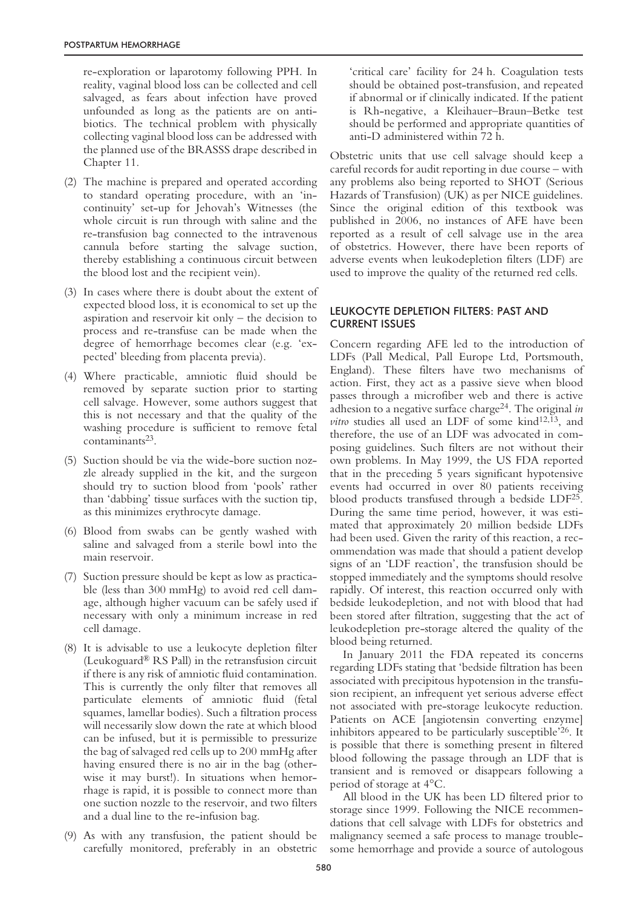re-exploration or laparotomy following PPH. In reality, vaginal blood loss can be collected and cell salvaged, as fears about infection have proved unfounded as long as the patients are on antibiotics. The technical problem with physically collecting vaginal blood loss can be addressed with the planned use of the BRASSS drape described in Chapter 11.

(2) The machine is prepared and operated according to standard operating procedure, with an 'in-continuity' set-up for Jehovah's Witnesses (the whole circuit is run through with saline and the re-transfusion bag connected to the intravenous cannula before starting the salvage suction, thereby establishing a continuous circuit between the blood lost and the recipient vein).

(3) In cases where there is doubt about the extent of expected blood loss, it is economical to set up the aspiration and reservoir kit only – the decision to process and re-transfuse can be made when the degree of hemorrhage becomes clear (e.g. 'expected' bleeding from placenta previa).

(4) Where practicable, amniotic fluid should be removed by separate suction prior to starting cell salvage. However, some authors suggest that this is not necessary and that the quality of the washing procedure is sufficient to remove fetal contaminants[23].

(5) Suction should be via the wide-bore suction nozzle already supplied in the kit, and the surgeon should try to suction blood from 'pools' rather than 'dabbing' tissue surfaces with the suction tip, as this minimizes erythrocyte damage.

(6) Blood from swabs can be gently washed with saline and salvaged from a sterile bowl into the main reservoir.

(7) Suction pressure should be kept as low as practicable (less than 300 mmHg) to avoid red cell damage, although higher vacuum can be safely used if necessary with only a minimum increase in red cell damage.

(8) It is advisable to use a leukocyte depletion filter (Leukoguard® RS Pall) in the retransfusion circuit if there is any risk of amniotic fluid contamination. This is currently the only filter that removes all particulate elements of amniotic fluid (fetal squames, lamellar bodies). Such a filtration process will necessarily slow down the rate at which blood can be infused, but it is permissible to pressurize the bag of salvaged red cells up to 200 mmHg after having ensured there is no air in the bag (otherwise it may burst!). In situations when hemorrhage is rapid, it is possible to connect more than one suction nozzle to the reservoir, and two filters and a dual line to the re-infusion bag.

(9) As with any transfusion, the patient should be carefully monitored, preferably in an obstetric 'critical care' facility for 24 h. Coagulation tests should be obtained post-transfusion, and repeated if abnormal or if clinically indicated. If the patient is Rh-negative, a Kleihauer–Braun–Betke test should be performed and appropriate quantities of anti-D administered within 72 h.

Obstetric units that use cell salvage should keep a careful records for audit reporting in due course – with any problems also being reported to SHOT (Serious Hazards of Transfusion) (UK) as per NICE guidelines. Since the original edition of this textbook was published in 2006, no instances of AFE have been reported as a result of cell salvage use in the area of obstetrics. However, there have been reports of adverse events when leukodepletion filters (LDF) are used to improve the quality of the returned red cells.

## LEUKOCYTE DEPLETION FILTERS: PAST AND CURRENT ISSUES

Concern regarding AFE led to the introduction of LDFs (Pall Medical, Pall Europe Ltd, Portsmouth, England). These filters have two mechanisms of action. First, they act as a passive sieve when blood passes through a microfiber web and there is active adhesion to a negative surface charge[24]. The original *in vitro* studies all used an LDF of some kind[12,13], and therefore, the use of an LDF was advocated in composing guidelines. Such filters are not without their own problems. In May 1999, the US FDA reported that in the preceding 5 years significant hypotensive events had occurred in over 80 patients receiving blood products transfused through a bedside LDF[25]. During the same time period, however, it was estimated that approximately 20 million bedside LDFs had been used. Given the rarity of this reaction, a recommendation was made that should a patient develop signs of an 'LDF reaction', the transfusion should be stopped immediately and the symptoms should resolve rapidly. Of interest, this reaction occurred only with bedside leukodepletion, and not with blood that had been stored after filtration, suggesting that the act of leukodepletion pre-storage altered the quality of the blood being returned.

In January 2011 the FDA repeated its concerns regarding LDFs stating that 'bedside filtration has been associated with precipitous hypotension in the transfusion recipient, an infrequent yet serious adverse effect not associated with pre-storage leukocyte reduction. Patients on ACE [angiotensin converting enzyme] inhibitors appeared to be particularly susceptible'[26]. It is possible that there is something present in filtered blood following the passage through an LDF that is transient and is removed or disappears following a period of storage at 4°C.

All blood in the UK has been LD filtered prior to storage since 1999. Following the NICE recommendations that cell salvage with LDFs for obstetrics and malignancy seemed a safe process to manage troublesome hemorrhage and provide a source of autologous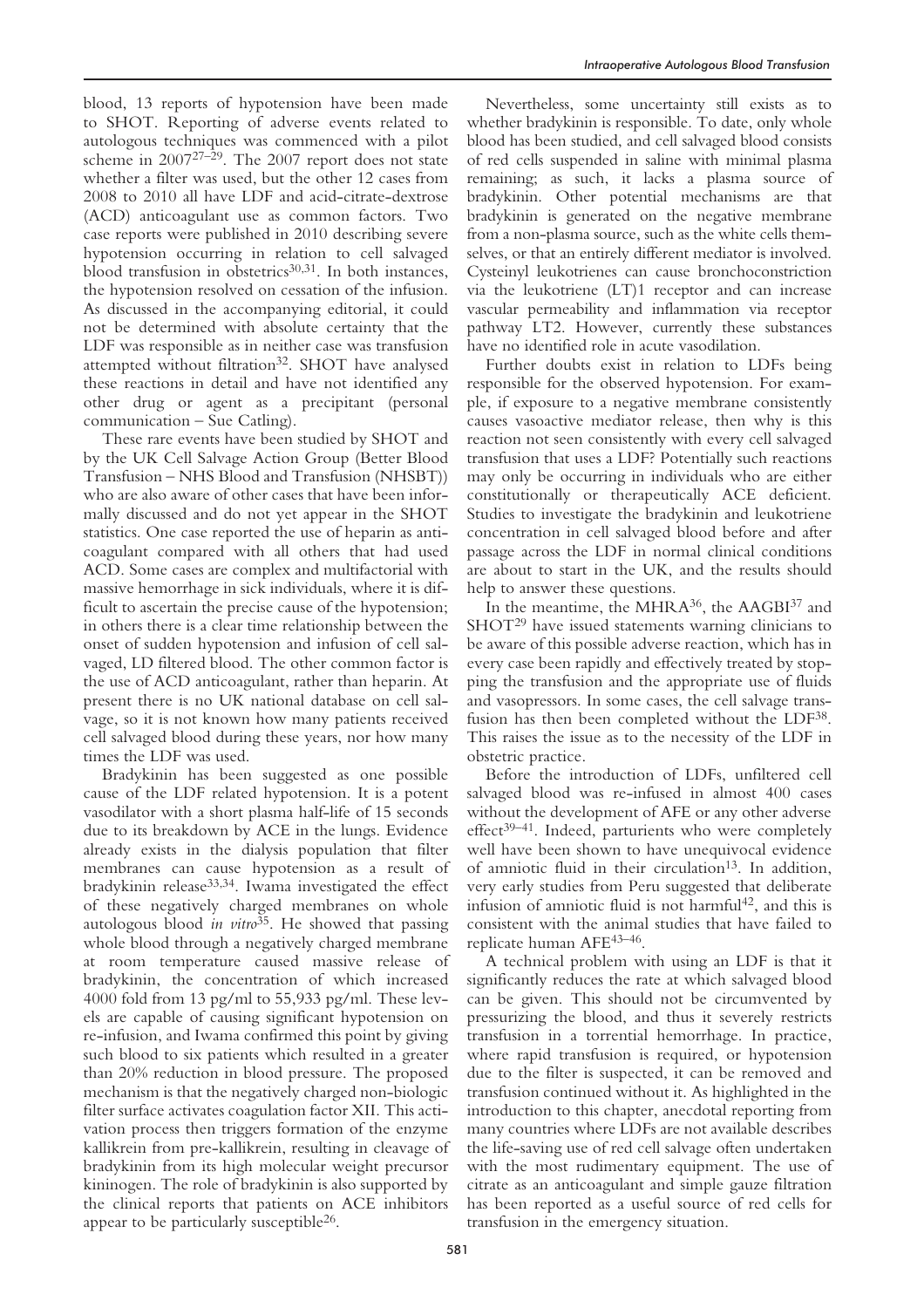blood, 13 reports of hypotension have been made to SHOT. Reporting of adverse events related to autologous techniques was commenced with a pilot scheme in 2007[27–29]. The 2007 report does not state whether a filter was used, but the other 12 cases from 2008 to 2010 all have LDF and acid-citrate-dextrose (ACD) anticoagulant use as common factors. Two case reports were published in 2010 describing severe hypotension occurring in relation to cell salvaged blood transfusion in obstetrics[30,31]. In both instances, the hypotension resolved on cessation of the infusion. As discussed in the accompanying editorial, it could not be determined with absolute certainty that the LDF was responsible as in neither case was transfusion attempted without filtration[32]. SHOT have analysed these reactions in detail and have not identified any other drug or agent as a precipitant (personal communication – Sue Catling).

These rare events have been studied by SHOT and by the UK Cell Salvage Action Group (Better Blood Transfusion – NHS Blood and Transfusion (NHSBT)) who are also aware of other cases that have been informally discussed and do not yet appear in the SHOT statistics. One case reported the use of heparin as anticoagulant compared with all others that had used ACD. Some cases are complex and multifactorial with massive hemorrhage in sick individuals, where it is difficult to ascertain the precise cause of the hypotension; in others there is a clear time relationship between the onset of sudden hypotension and infusion of cell salvaged, LD filtered blood. The other common factor is the use of ACD anticoagulant, rather than heparin. At present there is no UK national database on cell salvage, so it is not known how many patients received cell salvaged blood during these years, nor how many times the LDF was used.

Bradykinin has been suggested as one possible cause of the LDF related hypotension. It is a potent vasodilator with a short plasma half-life of 15 seconds due to its breakdown by ACE in the lungs. Evidence already exists in the dialysis population that filter membranes can cause hypotension as a result of bradykinin release[33,34]. Iwama investigated the effect of these negatively charged membranes on whole autologous blood *in vitro*[35]. He showed that passing whole blood through a negatively charged membrane at room temperature caused massive release of bradykinin, the concentration of which increased 4000 fold from 13 pg/ml to 55,933 pg/ml. These levels are capable of causing significant hypotension on re-infusion, and Iwama confirmed this point by giving such blood to six patients which resulted in a greater than 20% reduction in blood pressure. The proposed mechanism is that the negatively charged non-biologic filter surface activates coagulation factor XII. This activation process then triggers formation of the enzyme kallikrein from pre-kallikrein, resulting in cleavage of bradykinin from its high molecular weight precursor kininogen. The role of bradykinin is also supported by the clinical reports that patients on ACE inhibitors appear to be particularly susceptible[26].

Nevertheless, some uncertainty still exists as to whether bradykinin is responsible. To date, only whole blood has been studied, and cell salvaged blood consists of red cells suspended in saline with minimal plasma remaining; as such, it lacks a plasma source of bradykinin. Other potential mechanisms are that bradykinin is generated on the negative membrane from a non-plasma source, such as the white cells themselves, or that an entirely different mediator is involved. Cysteinyl leukotrienes can cause bronchoconstriction via the leukotriene (LT)1 receptor and can increase vascular permeability and inflammation via receptor pathway LT2. However, currently these substances have no identified role in acute vasodilation.

Further doubts exist in relation to LDFs being responsible for the observed hypotension. For example, if exposure to a negative membrane consistently causes vasoactive mediator release, then why is this reaction not seen consistently with every cell salvaged transfusion that uses a LDF? Potentially such reactions may only be occurring in individuals who are either constitutionally or therapeutically ACE deficient. Studies to investigate the bradykinin and leukotriene concentration in cell salvaged blood before and after passage across the LDF in normal clinical conditions are about to start in the UK, and the results should help to answer these questions.

In the meantime, the MHRA[36], the AAGBI[37] and SHOT[29] have issued statements warning clinicians to be aware of this possible adverse reaction, which has in every case been rapidly and effectively treated by stopping the transfusion and the appropriate use of fluids and vasopressors. In some cases, the cell salvage transfusion has then been completed without the LDF[38]. This raises the issue as to the necessity of the LDF in obstetric practice.

Before the introduction of LDFs, unfiltered cell salvaged blood was re-infused in almost 400 cases without the development of AFE or any other adverse effect[39–41]. Indeed, parturients who were completely well have been shown to have unequivocal evidence of amniotic fluid in their circulation[13]. In addition, very early studies from Peru suggested that deliberate infusion of amniotic fluid is not harmful[42], and this is consistent with the animal studies that have failed to replicate human AFE[43–46].

A technical problem with using an LDF is that it significantly reduces the rate at which salvaged blood can be given. This should not be circumvented by pressurizing the blood, and thus it severely restricts transfusion in a torrential hemorrhage. In practice, where rapid transfusion is required, or hypotension due to the filter is suspected, it can be removed and transfusion continued without it. As highlighted in the introduction to this chapter, anecdotal reporting from many countries where LDFs are not available describes the life-saving use of red cell salvage often undertaken with the most rudimentary equipment. The use of citrate as an anticoagulant and simple gauze filtration has been reported as a useful source of red cells for transfusion in the emergency situation.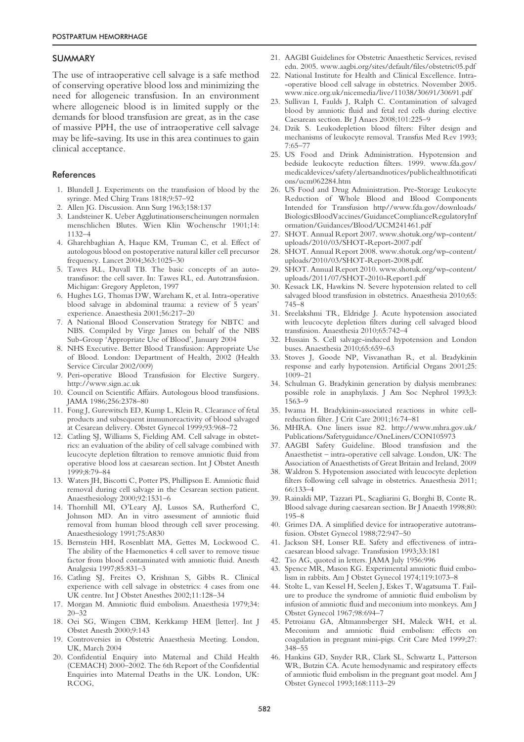## SUMMARY

The use of intraoperative cell salvage is a safe method of conserving operative blood loss and minimizing the need for allogeneic transfusion. In an environment where allogeneic blood is in limited supply or the demands for blood transfusion are great, as in the case of massive PPH, the use of intraoperative cell salvage may be life-saving. Its use in this area continues to gain clinical acceptance.

### References

1. Blundell J. Experiments on the transfusion of blood by the syringe. Med Chirg Trans 1818;9:57–92
2. Allen JG. Discussion. Ann Surg 1963;158:137
3. Landsteiner K. Ueber Agglutinationserscheinungen normalen menschlichen Blutes. Wien Klin Wochenschr 1901;14: 1132–4
4. Gharehbaghian A, Haque KM, Truman C, et al. Effect of autologous blood on postoperative natural killer cell precursor frequency. Lancet 2004;363:1025–30
5. Tawes RL, Duvall TB. The basic concepts of an autotransfusor: the cell saver. In: Tawes RL, ed. Autotransfusion. Michigan: Gregory Appleton, 1997
6. Hughes LG, Thomas DW, Wareham K, et al. Intra-operative blood salvage in abdominal trauma: a review of 5 years' experience. Anaesthesia 2001;56:217–20
7. A National Blood Conservation Strategy for NBTC and NBS. Compiled by Virge James on behalf of the NBS Sub-Group 'Appropriate Use of Blood', January 2004
8. NHS Executive. Better Blood Transfusion: Appropriate Use of Blood. London: Department of Health, 2002 (Health Service Circular 2002/009)
9. Peri-operative Blood Transfusion for Elective Surgery. http://www.sign.ac.uk
10. Council on Scientific Affairs. Autologous blood transfusions. JAMA 1986;256:2378–80
11. Fong J, Gurewitsch ED, Kump L, Klein R. Clearance of fetal products and subsequent immunoreactivity of blood salvaged at Cesarean delivery. Obstet Gynecol 1999;93:968–72
12. Catling SJ, Williams S, Fielding AM. Cell salvage in obstetrics: an evaluation of the ability of cell salvage combined with leucocyte depletion filtration to remove amniotic fluid from operative blood loss at caesarean section. Int J Obstet Anesth 1999;8:79–84
13. Waters JH, Biscotti C, Potter PS, Phillipson E. Amniotic fluid removal during cell salvage in the Cesarean section patient. Anaesthesiology 2000;92:1531–6
14. Thornhill MI, O'Leary AJ, Lussos SA, Rutherford C, Johnson MD. An in vitro assessment of amniotic fluid removal from human blood through cell saver processing. Anaesthesiology 1991;75:A830
15. Bernstein HH, Rosenblatt MA, Gettes M, Lockwood C. The ability of the Haemonetics 4 cell saver to remove tissue factor from blood contaminated with amniotic fluid. Anesth Analgesia 1997;85:831–3
16. Catling SJ, Freites O, Krishnan S, Gibbs R. Clinical experience with cell salvage in obstetrics: 4 cases from one UK centre. Int J Obstet Anesthes 2002;11:128–34
17. Morgan M. Amniotic fluid embolism. Anaesthesia 1979;34: 20–32
18. Oei SG, Wingen CBM, Kerkkamp HEM [letter]. Int J Obstet Anesth 2000;9:143
19. Controversies in Obstetric Anaesthesia Meeting. London, UK, March 2004
20. Confidential Enquiry into Maternal and Child Health (CEMACH) 2000–2002. The 6th Report of the Confidential Enquiries into Maternal Deaths in the UK. London, UK: RCOG,
21. AAGBI Guidelines for Obstetric Anaesthetic Services, revised edn. 2005. www.aagbi.org/sites/default/files/obstetric05.pdf
22. National Institute for Health and Clinical Excellence. Intra-operative blood cell salvage in obstetrics. November 2005. www.nice.org.uk/nicemedia/live/11038/30691/30691.pdf
23. Sullivan I, Faulds J, Ralph C. Contamination of salvaged blood by amniotic fluid and fetal red cells during elective Caesarean section. Br J Anaes 2008;101:225–9
24. Dzik S. Leukodepletion blood filters: Filter design and mechanisms of leukocyte removal. Transfus Med Rev 1993; 7:65–77
25. US Food and Drink Administration. Hypotension and bedside leukocyte reduction filters. 1999. www.fda.gov/medicaldevices/safety/alertsandnotices/publichealthnotifications/ucm062284.htm
26. US Food and Drug Administration. Pre-Storage Leukocyte Reduction of Whole Blood and Blood Components Intended for Transfusion http//www.fda.gov/downloads/BiologicsBloodVaccines/GuidanceComplianceRegulatoryInformation/Guidances/Blood/UCM241461.pdf
27. SHOT. Annual Report 2007. www.shotuk.org/wp-content/uploads/2010/03/SHOT-Report-2007.pdf
28. SHOT. Annual Report 2008. www.shotuk.org/wp-content/uploads/2010/03/SHOT-Report-2008.pdf.
29. SHOT. Annual Report 2010. www.shotuk.org/wp-content/uploads/2011/07/SHOT-2010-Report1.pdf
30. Kessack LK, Hawkins N. Severe hypotension related to cell salvaged blood transfusion in obstetrics. Anaesthesia 2010;65: 745–8
31. Sreelakshmi TR, Eldridge J. Acute hypotension associated with leucocyte depletion filters during cell salvaged blood transfusion. Anaesthesia 2010;65:742–4
32. Hussain S. Cell salvage-induced hypotension and London buses. Anaesthesia 2010;65:659–63
33. Stoves J, Goode NP, Visvanathan R, et al. Bradykinin response and early hypotension. Artificial Organs 2001;25: 1009–21
34. Schulman G. Bradykinin generation by dialysis membranes: possible role in anaphylaxis. J Am Soc Nephrol 1993;3: 1563–9
35. Iwama H. Bradykinin-associated reactions in white cell-reduction filter. J Crit Care 2001;16:74–81
36. MHRA. One liners issue 82. http://www.mhra.gov.uk/Publications/Safetyguidance/OneLiners/CON105973
37. AAGBI Safety Guideline. Blood transfusion and the Anaesthetist – intra-operative cell salvage. London, UK: The Association of Anaesthetists of Great Britain and Ireland, 2009
38. Waldron S. Hypotension associated with leucocyte depletion filters following cell salvage in obstetrics. Anaesthesia 2011; 66:133–4
39. Rainaldi MP, Tazzari PL, Scagliarini G, Borghi B, Conte R. Blood salvage during caesarean section. Br J Anaesth 1998;80: 195–8
40. Grimes DA. A simplified device for intraoperative autotransfusion. Obstet Gynecol 1988;72:947–50
41. Jackson SH, Lonser RE. Safety and effectiveness of intra-caesarean blood salvage. Transfusion 1993;33:181
42. Tio AG, quoted in letters. JAMA July 1956:996
43. Spence MR, Mason KG. Experimental amniotic fluid embolism in rabbits. Am J Obstet Gynecol 1974;119:1073–8
44. Stolte L, van Kessel H, Seelen J, Eskes T, Wagatsuma T. Failure to produce the syndrome of amniotic fluid embolism by infusion of amniotic fluid and meconium into monkeys. Am J Obstet Gynecol 1967;98:694–7
45. Petroianu GA, Altmannsberger SH, Maleck WH, et al. Meconium and amniotic fluid embolism: effects on coagulation in pregnant mini-pigs. Crit Care Med 1999;27: 348–55
46. Hankins GD, Snyder RR, Clark SL, Schwartz L, Patterson WR, Butzin CA. Acute hemodynamic and respiratory effects of amniotic fluid embolism in the pregnant goat model. Am J Obstet Gynecol 1993;168:1113–29